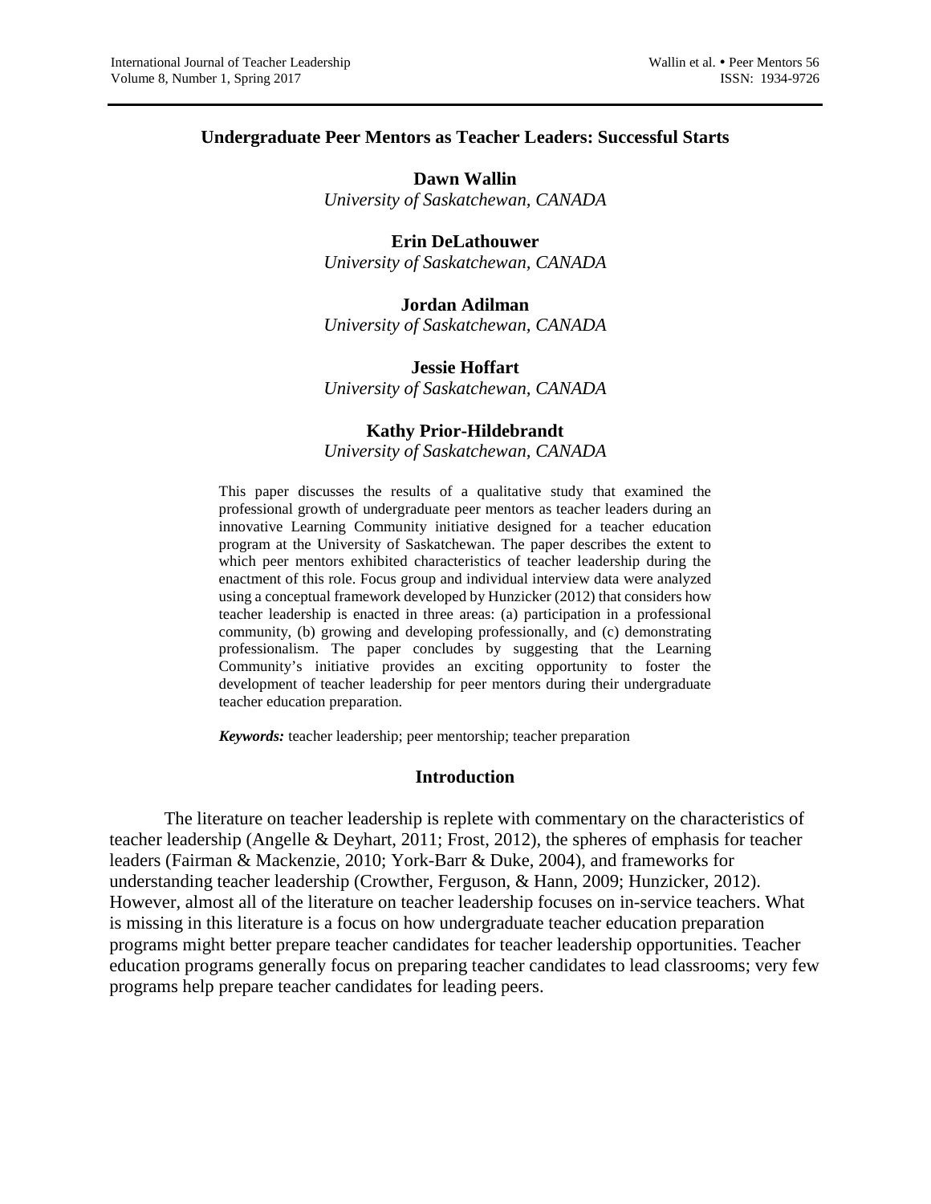# Undergraduate Peer Mentors as Teacher Leaders: Successful Starts

**Dawn Wallin**
*University of Saskatchewan, CANADA*

**Erin DeLathouwer**
*University of Saskatchewan, CANADA*

**Jordan Adilman**
*University of Saskatchewan, CANADA*

**Jessie Hoffart**
*University of Saskatchewan, CANADA*

**Kathy Prior-Hildebrandt**
*University of Saskatchewan, CANADA*

This paper discusses the results of a qualitative study that examined the professional growth of undergraduate peer mentors as teacher leaders during an innovative Learning Community initiative designed for a teacher education program at the University of Saskatchewan. The paper describes the extent to which peer mentors exhibited characteristics of teacher leadership during the enactment of this role. Focus group and individual interview data were analyzed using a conceptual framework developed by Hunzicker (2012) that considers how teacher leadership is enacted in three areas: (a) participation in a professional community, (b) growing and developing professionally, and (c) demonstrating professionalism. The paper concludes by suggesting that the Learning Community's initiative provides an exciting opportunity to foster the development of teacher leadership for peer mentors during their undergraduate teacher education preparation.

***Keywords:*** teacher leadership; peer mentorship; teacher preparation

## Introduction

The literature on teacher leadership is replete with commentary on the characteristics of teacher leadership (Angelle & Deyhart, 2011; Frost, 2012), the spheres of emphasis for teacher leaders (Fairman & Mackenzie, 2010; York-Barr & Duke, 2004), and frameworks for understanding teacher leadership (Crowther, Ferguson, & Hann, 2009; Hunzicker, 2012). However, almost all of the literature on teacher leadership focuses on in-service teachers. What is missing in this literature is a focus on how undergraduate teacher education preparation programs might better prepare teacher candidates for teacher leadership opportunities. Teacher education programs generally focus on preparing teacher candidates to lead classrooms; very few programs help prepare teacher candidates for leading peers.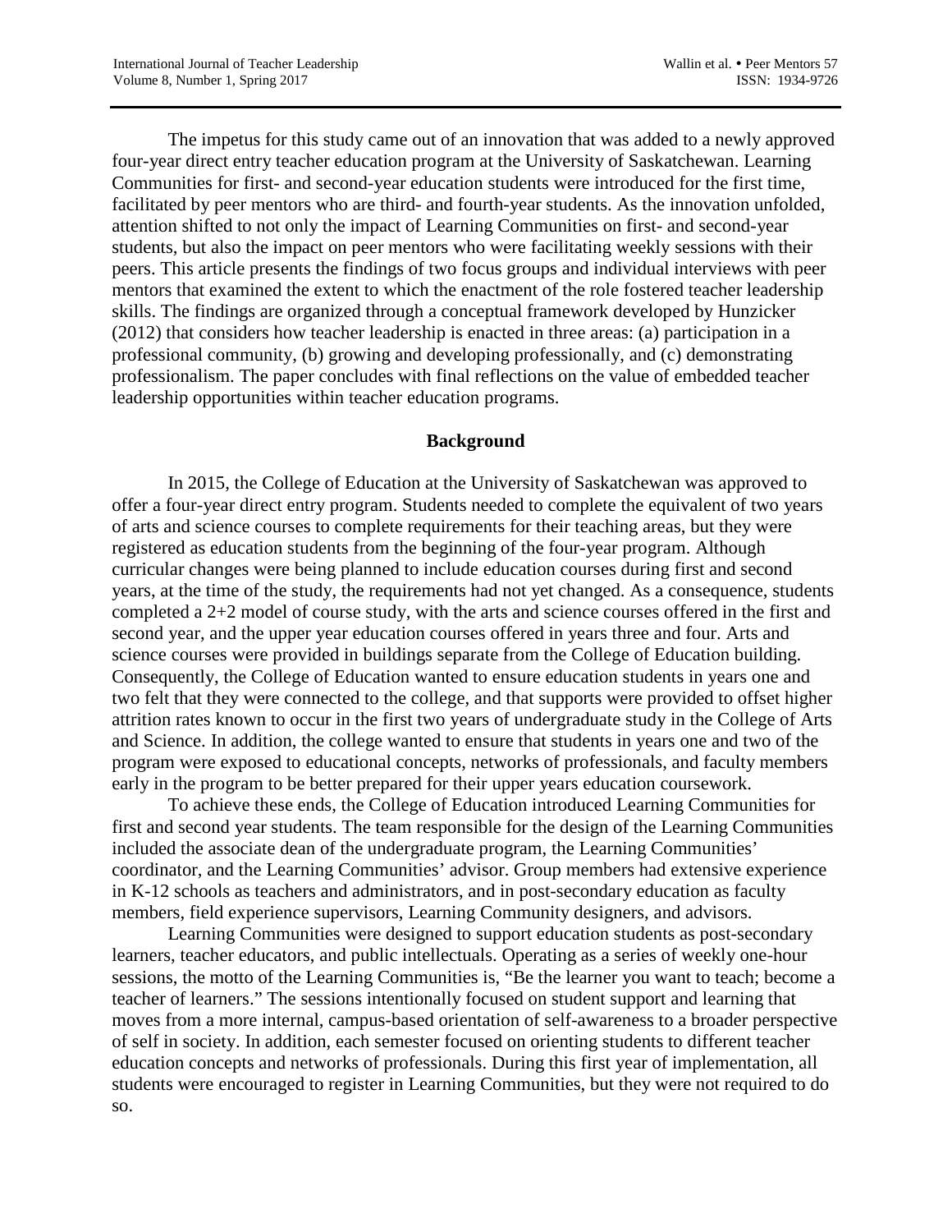The impetus for this study came out of an innovation that was added to a newly approved four-year direct entry teacher education program at the University of Saskatchewan. Learning Communities for first- and second-year education students were introduced for the first time, facilitated by peer mentors who are third- and fourth-year students. As the innovation unfolded, attention shifted to not only the impact of Learning Communities on first- and second-year students, but also the impact on peer mentors who were facilitating weekly sessions with their peers. This article presents the findings of two focus groups and individual interviews with peer mentors that examined the extent to which the enactment of the role fostered teacher leadership skills. The findings are organized through a conceptual framework developed by Hunzicker (2012) that considers how teacher leadership is enacted in three areas: (a) participation in a professional community, (b) growing and developing professionally, and (c) demonstrating professionalism. The paper concludes with final reflections on the value of embedded teacher leadership opportunities within teacher education programs.

## Background

In 2015, the College of Education at the University of Saskatchewan was approved to offer a four-year direct entry program. Students needed to complete the equivalent of two years of arts and science courses to complete requirements for their teaching areas, but they were registered as education students from the beginning of the four-year program. Although curricular changes were being planned to include education courses during first and second years, at the time of the study, the requirements had not yet changed. As a consequence, students completed a 2+2 model of course study, with the arts and science courses offered in the first and second year, and the upper year education courses offered in years three and four. Arts and science courses were provided in buildings separate from the College of Education building. Consequently, the College of Education wanted to ensure education students in years one and two felt that they were connected to the college, and that supports were provided to offset higher attrition rates known to occur in the first two years of undergraduate study in the College of Arts and Science. In addition, the college wanted to ensure that students in years one and two of the program were exposed to educational concepts, networks of professionals, and faculty members early in the program to be better prepared for their upper years education coursework.

To achieve these ends, the College of Education introduced Learning Communities for first and second year students. The team responsible for the design of the Learning Communities included the associate dean of the undergraduate program, the Learning Communities' coordinator, and the Learning Communities' advisor. Group members had extensive experience in K-12 schools as teachers and administrators, and in post-secondary education as faculty members, field experience supervisors, Learning Community designers, and advisors.

Learning Communities were designed to support education students as post-secondary learners, teacher educators, and public intellectuals. Operating as a series of weekly one-hour sessions, the motto of the Learning Communities is, "Be the learner you want to teach; become a teacher of learners." The sessions intentionally focused on student support and learning that moves from a more internal, campus-based orientation of self-awareness to a broader perspective of self in society. In addition, each semester focused on orienting students to different teacher education concepts and networks of professionals. During this first year of implementation, all students were encouraged to register in Learning Communities, but they were not required to do so.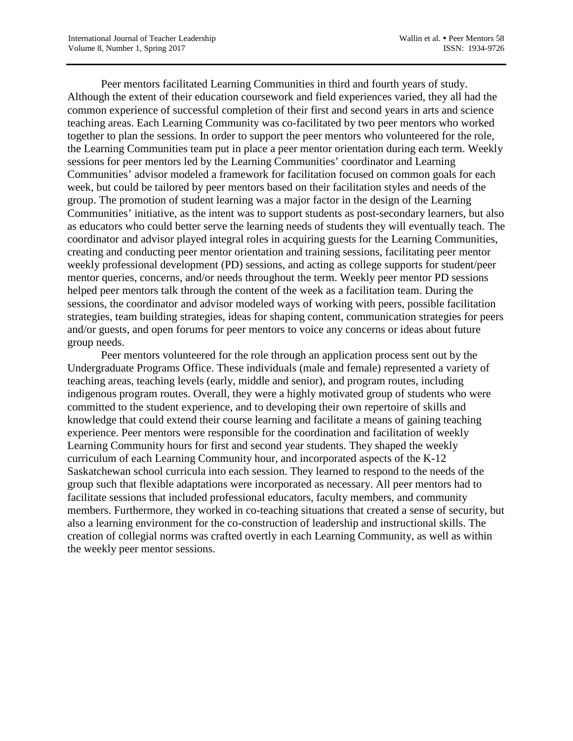Peer mentors facilitated Learning Communities in third and fourth years of study. Although the extent of their education coursework and field experiences varied, they all had the common experience of successful completion of their first and second years in arts and science teaching areas. Each Learning Community was co-facilitated by two peer mentors who worked together to plan the sessions. In order to support the peer mentors who volunteered for the role, the Learning Communities team put in place a peer mentor orientation during each term. Weekly sessions for peer mentors led by the Learning Communities' coordinator and Learning Communities' advisor modeled a framework for facilitation focused on common goals for each week, but could be tailored by peer mentors based on their facilitation styles and needs of the group. The promotion of student learning was a major factor in the design of the Learning Communities' initiative, as the intent was to support students as post-secondary learners, but also as educators who could better serve the learning needs of students they will eventually teach. The coordinator and advisor played integral roles in acquiring guests for the Learning Communities, creating and conducting peer mentor orientation and training sessions, facilitating peer mentor weekly professional development (PD) sessions, and acting as college supports for student/peer mentor queries, concerns, and/or needs throughout the term. Weekly peer mentor PD sessions helped peer mentors talk through the content of the week as a facilitation team. During the sessions, the coordinator and advisor modeled ways of working with peers, possible facilitation strategies, team building strategies, ideas for shaping content, communication strategies for peers and/or guests, and open forums for peer mentors to voice any concerns or ideas about future group needs.

Peer mentors volunteered for the role through an application process sent out by the Undergraduate Programs Office. These individuals (male and female) represented a variety of teaching areas, teaching levels (early, middle and senior), and program routes, including indigenous program routes. Overall, they were a highly motivated group of students who were committed to the student experience, and to developing their own repertoire of skills and knowledge that could extend their course learning and facilitate a means of gaining teaching experience. Peer mentors were responsible for the coordination and facilitation of weekly Learning Community hours for first and second year students. They shaped the weekly curriculum of each Learning Community hour, and incorporated aspects of the K-12 Saskatchewan school curricula into each session. They learned to respond to the needs of the group such that flexible adaptations were incorporated as necessary. All peer mentors had to facilitate sessions that included professional educators, faculty members, and community members. Furthermore, they worked in co-teaching situations that created a sense of security, but also a learning environment for the co-construction of leadership and instructional skills. The creation of collegial norms was crafted overtly in each Learning Community, as well as within the weekly peer mentor sessions.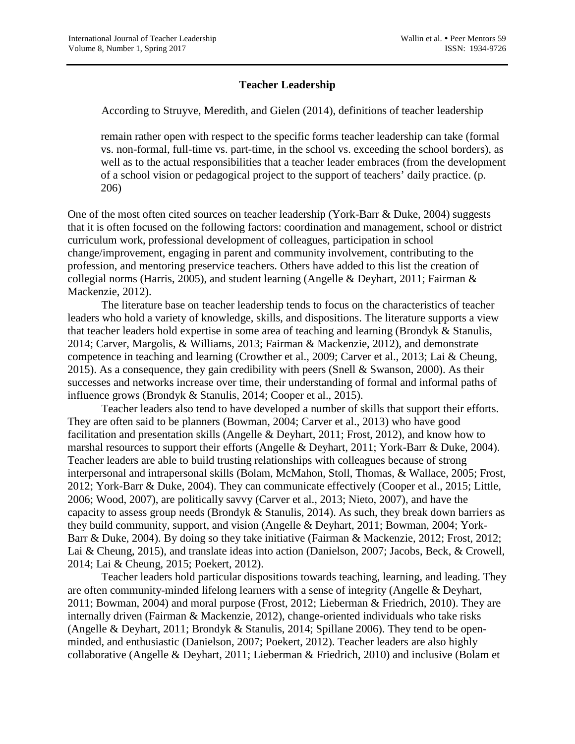## Teacher Leadership

According to Struyve, Meredith, and Gielen (2014), definitions of teacher leadership

> remain rather open with respect to the specific forms teacher leadership can take (formal vs. non-formal, full-time vs. part-time, in the school vs. exceeding the school borders), as well as to the actual responsibilities that a teacher leader embraces (from the development of a school vision or pedagogical project to the support of teachers' daily practice. (p. 206)

One of the most often cited sources on teacher leadership (York-Barr & Duke, 2004) suggests that it is often focused on the following factors: coordination and management, school or district curriculum work, professional development of colleagues, participation in school change/improvement, engaging in parent and community involvement, contributing to the profession, and mentoring preservice teachers. Others have added to this list the creation of collegial norms (Harris, 2005), and student learning (Angelle & Deyhart, 2011; Fairman & Mackenzie, 2012).

The literature base on teacher leadership tends to focus on the characteristics of teacher leaders who hold a variety of knowledge, skills, and dispositions. The literature supports a view that teacher leaders hold expertise in some area of teaching and learning (Brondyk & Stanulis, 2014; Carver, Margolis, & Williams, 2013; Fairman & Mackenzie, 2012), and demonstrate competence in teaching and learning (Crowther et al., 2009; Carver et al., 2013; Lai & Cheung, 2015). As a consequence, they gain credibility with peers (Snell & Swanson, 2000). As their successes and networks increase over time, their understanding of formal and informal paths of influence grows (Brondyk & Stanulis, 2014; Cooper et al., 2015).

Teacher leaders also tend to have developed a number of skills that support their efforts. They are often said to be planners (Bowman, 2004; Carver et al., 2013) who have good facilitation and presentation skills (Angelle & Deyhart, 2011; Frost, 2012), and know how to marshal resources to support their efforts (Angelle & Deyhart, 2011; York-Barr & Duke, 2004). Teacher leaders are able to build trusting relationships with colleagues because of strong interpersonal and intrapersonal skills (Bolam, McMahon, Stoll, Thomas, & Wallace, 2005; Frost, 2012; York-Barr & Duke, 2004). They can communicate effectively (Cooper et al., 2015; Little, 2006; Wood, 2007), are politically savvy (Carver et al., 2013; Nieto, 2007), and have the capacity to assess group needs (Brondyk & Stanulis, 2014). As such, they break down barriers as they build community, support, and vision (Angelle & Deyhart, 2011; Bowman, 2004; York-Barr & Duke, 2004). By doing so they take initiative (Fairman & Mackenzie, 2012; Frost, 2012; Lai & Cheung, 2015), and translate ideas into action (Danielson, 2007; Jacobs, Beck, & Crowell, 2014; Lai & Cheung, 2015; Poekert, 2012).

Teacher leaders hold particular dispositions towards teaching, learning, and leading. They are often community-minded lifelong learners with a sense of integrity (Angelle & Deyhart, 2011; Bowman, 2004) and moral purpose (Frost, 2012; Lieberman & Friedrich, 2010). They are internally driven (Fairman & Mackenzie, 2012), change-oriented individuals who take risks (Angelle & Deyhart, 2011; Brondyk & Stanulis, 2014; Spillane 2006). They tend to be open-minded, and enthusiastic (Danielson, 2007; Poekert, 2012). Teacher leaders are also highly collaborative (Angelle & Deyhart, 2011; Lieberman & Friedrich, 2010) and inclusive (Bolam et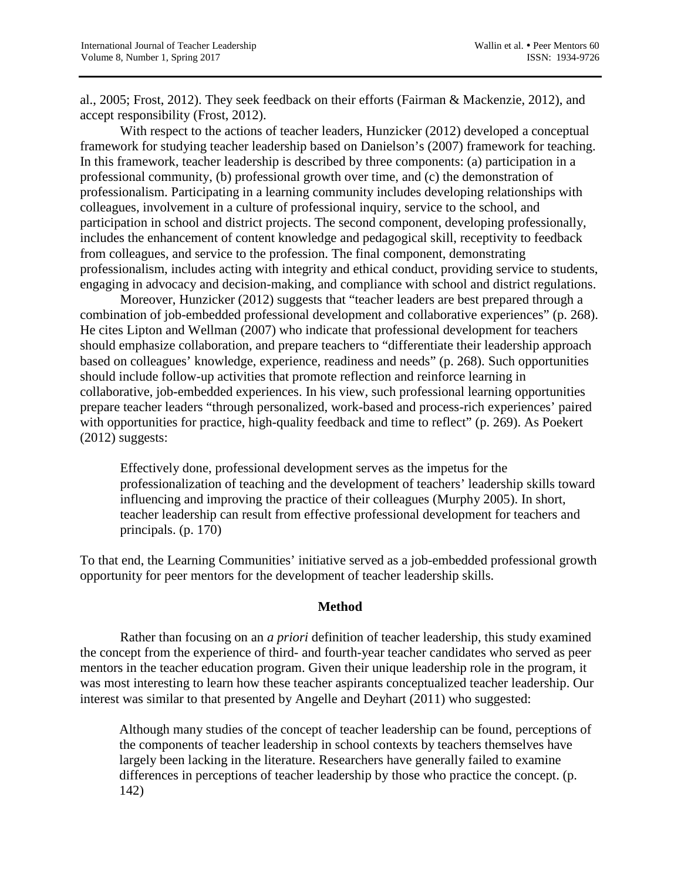al., 2005; Frost, 2012). They seek feedback on their efforts (Fairman & Mackenzie, 2012), and accept responsibility (Frost, 2012).

With respect to the actions of teacher leaders, Hunzicker (2012) developed a conceptual framework for studying teacher leadership based on Danielson's (2007) framework for teaching. In this framework, teacher leadership is described by three components: (a) participation in a professional community, (b) professional growth over time, and (c) the demonstration of professionalism. Participating in a learning community includes developing relationships with colleagues, involvement in a culture of professional inquiry, service to the school, and participation in school and district projects. The second component, developing professionally, includes the enhancement of content knowledge and pedagogical skill, receptivity to feedback from colleagues, and service to the profession. The final component, demonstrating professionalism, includes acting with integrity and ethical conduct, providing service to students, engaging in advocacy and decision-making, and compliance with school and district regulations.

Moreover, Hunzicker (2012) suggests that "teacher leaders are best prepared through a combination of job-embedded professional development and collaborative experiences" (p. 268). He cites Lipton and Wellman (2007) who indicate that professional development for teachers should emphasize collaboration, and prepare teachers to "differentiate their leadership approach based on colleagues' knowledge, experience, readiness and needs" (p. 268). Such opportunities should include follow-up activities that promote reflection and reinforce learning in collaborative, job-embedded experiences. In his view, such professional learning opportunities prepare teacher leaders "through personalized, work-based and process-rich experiences' paired with opportunities for practice, high-quality feedback and time to reflect" (p. 269). As Poekert (2012) suggests:

> Effectively done, professional development serves as the impetus for the professionalization of teaching and the development of teachers' leadership skills toward influencing and improving the practice of their colleagues (Murphy 2005). In short, teacher leadership can result from effective professional development for teachers and principals. (p. 170)

To that end, the Learning Communities' initiative served as a job-embedded professional growth opportunity for peer mentors for the development of teacher leadership skills.

## Method

Rather than focusing on an *a priori* definition of teacher leadership, this study examined the concept from the experience of third- and fourth-year teacher candidates who served as peer mentors in the teacher education program. Given their unique leadership role in the program, it was most interesting to learn how these teacher aspirants conceptualized teacher leadership. Our interest was similar to that presented by Angelle and Deyhart (2011) who suggested:

> Although many studies of the concept of teacher leadership can be found, perceptions of the components of teacher leadership in school contexts by teachers themselves have largely been lacking in the literature. Researchers have generally failed to examine differences in perceptions of teacher leadership by those who practice the concept. (p. 142)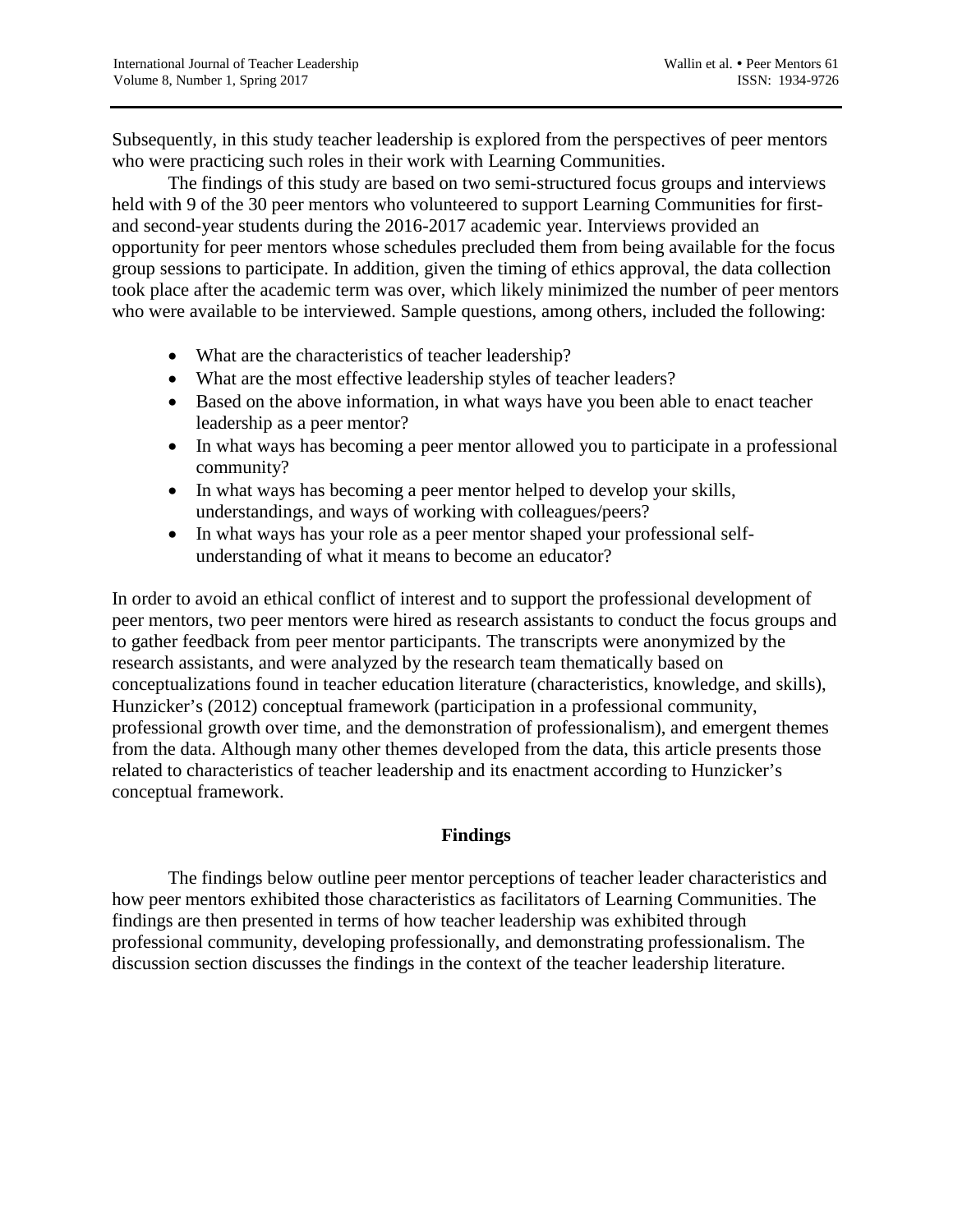Subsequently, in this study teacher leadership is explored from the perspectives of peer mentors who were practicing such roles in their work with Learning Communities.

The findings of this study are based on two semi-structured focus groups and interviews held with 9 of the 30 peer mentors who volunteered to support Learning Communities for first- and second-year students during the 2016-2017 academic year. Interviews provided an opportunity for peer mentors whose schedules precluded them from being available for the focus group sessions to participate. In addition, given the timing of ethics approval, the data collection took place after the academic term was over, which likely minimized the number of peer mentors who were available to be interviewed. Sample questions, among others, included the following:

- What are the characteristics of teacher leadership?
- What are the most effective leadership styles of teacher leaders?
- Based on the above information, in what ways have you been able to enact teacher leadership as a peer mentor?
- In what ways has becoming a peer mentor allowed you to participate in a professional community?
- In what ways has becoming a peer mentor helped to develop your skills, understandings, and ways of working with colleagues/peers?
- In what ways has your role as a peer mentor shaped your professional self-understanding of what it means to become an educator?

In order to avoid an ethical conflict of interest and to support the professional development of peer mentors, two peer mentors were hired as research assistants to conduct the focus groups and to gather feedback from peer mentor participants. The transcripts were anonymized by the research assistants, and were analyzed by the research team thematically based on conceptualizations found in teacher education literature (characteristics, knowledge, and skills), Hunzicker's (2012) conceptual framework (participation in a professional community, professional growth over time, and the demonstration of professionalism), and emergent themes from the data. Although many other themes developed from the data, this article presents those related to characteristics of teacher leadership and its enactment according to Hunzicker's conceptual framework.

## Findings

The findings below outline peer mentor perceptions of teacher leader characteristics and how peer mentors exhibited those characteristics as facilitators of Learning Communities. The findings are then presented in terms of how teacher leadership was exhibited through professional community, developing professionally, and demonstrating professionalism. The discussion section discusses the findings in the context of the teacher leadership literature.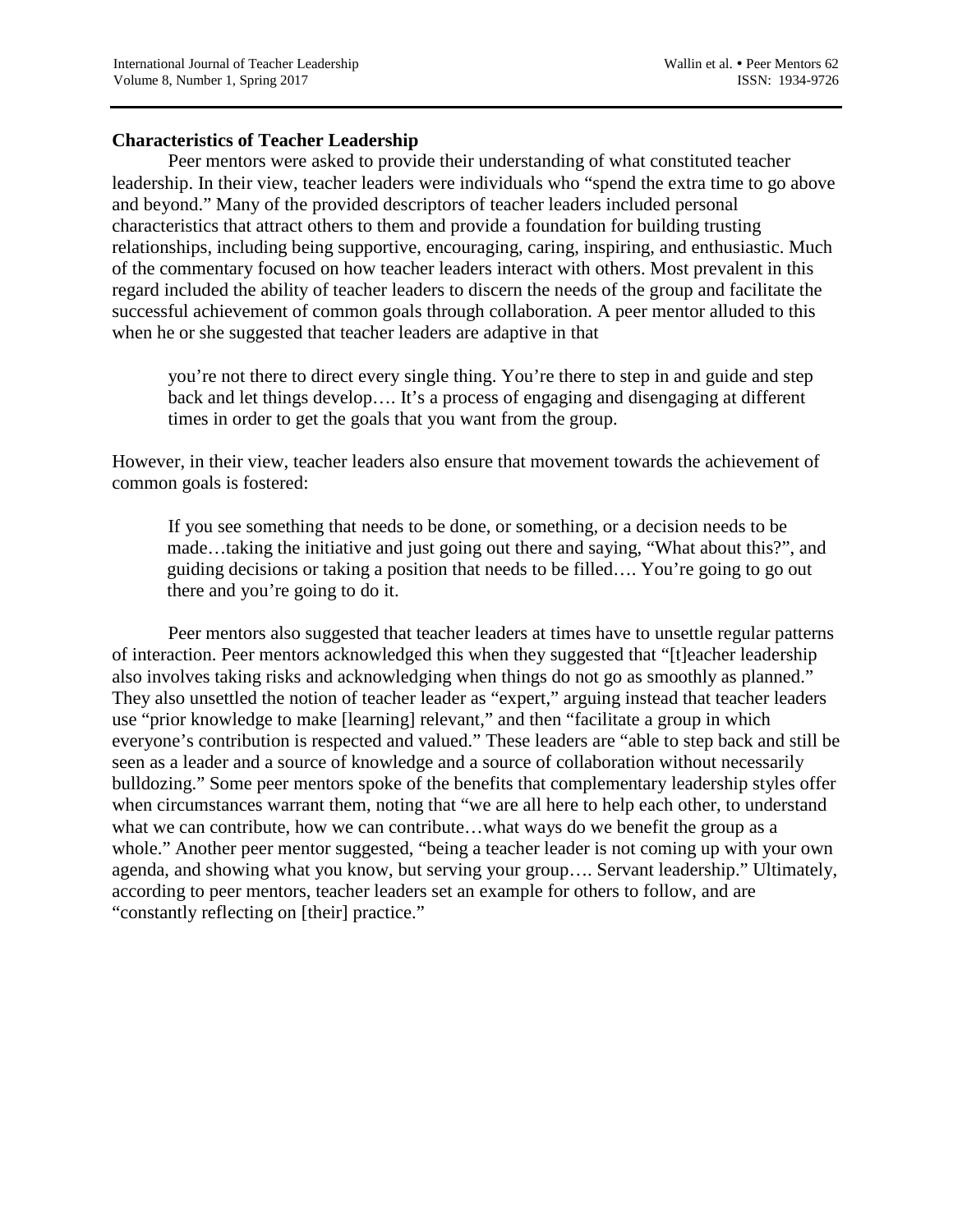**Characteristics of Teacher Leadership**

Peer mentors were asked to provide their understanding of what constituted teacher leadership. In their view, teacher leaders were individuals who "spend the extra time to go above and beyond." Many of the provided descriptors of teacher leaders included personal characteristics that attract others to them and provide a foundation for building trusting relationships, including being supportive, encouraging, caring, inspiring, and enthusiastic. Much of the commentary focused on how teacher leaders interact with others. Most prevalent in this regard included the ability of teacher leaders to discern the needs of the group and facilitate the successful achievement of common goals through collaboration. A peer mentor alluded to this when he or she suggested that teacher leaders are adaptive in that

> you're not there to direct every single thing. You're there to step in and guide and step back and let things develop…. It's a process of engaging and disengaging at different times in order to get the goals that you want from the group.

However, in their view, teacher leaders also ensure that movement towards the achievement of common goals is fostered:

> If you see something that needs to be done, or something, or a decision needs to be made…taking the initiative and just going out there and saying, "What about this?", and guiding decisions or taking a position that needs to be filled…. You're going to go out there and you're going to do it.

Peer mentors also suggested that teacher leaders at times have to unsettle regular patterns of interaction. Peer mentors acknowledged this when they suggested that "[t]eacher leadership also involves taking risks and acknowledging when things do not go as smoothly as planned." They also unsettled the notion of teacher leader as "expert," arguing instead that teacher leaders use "prior knowledge to make [learning] relevant," and then "facilitate a group in which everyone's contribution is respected and valued." These leaders are "able to step back and still be seen as a leader and a source of knowledge and a source of collaboration without necessarily bulldozing." Some peer mentors spoke of the benefits that complementary leadership styles offer when circumstances warrant them, noting that "we are all here to help each other, to understand what we can contribute, how we can contribute…what ways do we benefit the group as a whole." Another peer mentor suggested, "being a teacher leader is not coming up with your own agenda, and showing what you know, but serving your group…. Servant leadership." Ultimately, according to peer mentors, teacher leaders set an example for others to follow, and are "constantly reflecting on [their] practice."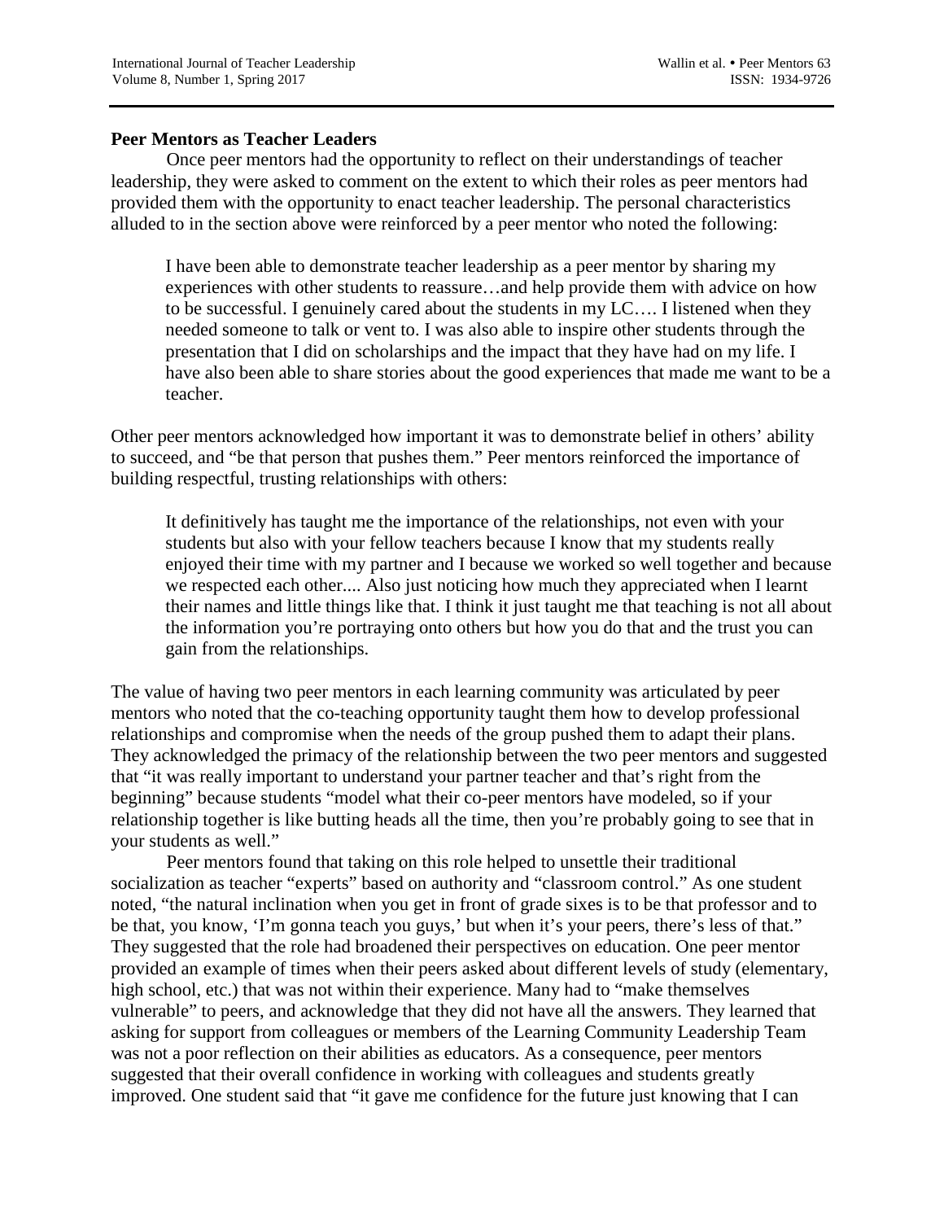**Peer Mentors as Teacher Leaders**

Once peer mentors had the opportunity to reflect on their understandings of teacher leadership, they were asked to comment on the extent to which their roles as peer mentors had provided them with the opportunity to enact teacher leadership. The personal characteristics alluded to in the section above were reinforced by a peer mentor who noted the following:

> I have been able to demonstrate teacher leadership as a peer mentor by sharing my experiences with other students to reassure…and help provide them with advice on how to be successful. I genuinely cared about the students in my LC…. I listened when they needed someone to talk or vent to. I was also able to inspire other students through the presentation that I did on scholarships and the impact that they have had on my life. I have also been able to share stories about the good experiences that made me want to be a teacher.

Other peer mentors acknowledged how important it was to demonstrate belief in others' ability to succeed, and "be that person that pushes them." Peer mentors reinforced the importance of building respectful, trusting relationships with others:

> It definitively has taught me the importance of the relationships, not even with your students but also with your fellow teachers because I know that my students really enjoyed their time with my partner and I because we worked so well together and because we respected each other.... Also just noticing how much they appreciated when I learnt their names and little things like that. I think it just taught me that teaching is not all about the information you're portraying onto others but how you do that and the trust you can gain from the relationships.

The value of having two peer mentors in each learning community was articulated by peer mentors who noted that the co-teaching opportunity taught them how to develop professional relationships and compromise when the needs of the group pushed them to adapt their plans. They acknowledged the primacy of the relationship between the two peer mentors and suggested that "it was really important to understand your partner teacher and that's right from the beginning" because students "model what their co-peer mentors have modeled, so if your relationship together is like butting heads all the time, then you're probably going to see that in your students as well."

Peer mentors found that taking on this role helped to unsettle their traditional socialization as teacher "experts" based on authority and "classroom control." As one student noted, "the natural inclination when you get in front of grade sixes is to be that professor and to be that, you know, 'I'm gonna teach you guys,' but when it's your peers, there's less of that." They suggested that the role had broadened their perspectives on education. One peer mentor provided an example of times when their peers asked about different levels of study (elementary, high school, etc.) that was not within their experience. Many had to "make themselves vulnerable" to peers, and acknowledge that they did not have all the answers. They learned that asking for support from colleagues or members of the Learning Community Leadership Team was not a poor reflection on their abilities as educators. As a consequence, peer mentors suggested that their overall confidence in working with colleagues and students greatly improved. One student said that "it gave me confidence for the future just knowing that I can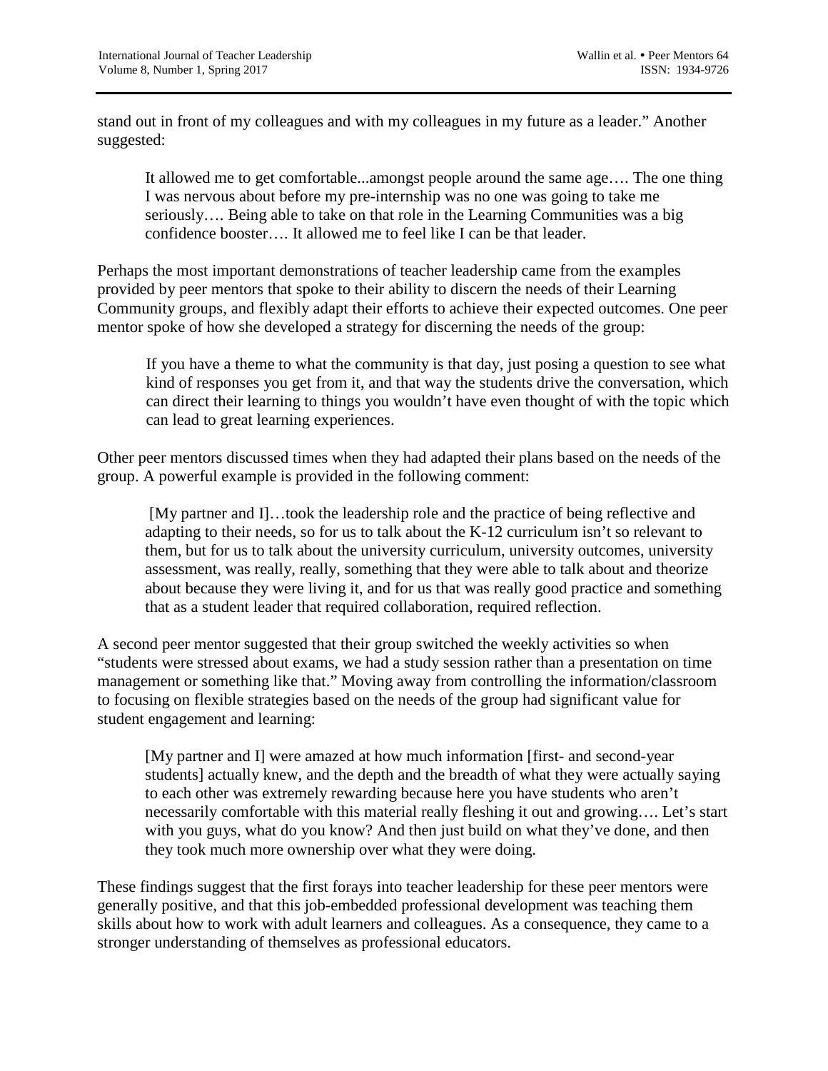stand out in front of my colleagues and with my colleagues in my future as a leader." Another suggested:

> It allowed me to get comfortable...amongst people around the same age…. The one thing I was nervous about before my pre-internship was no one was going to take me seriously…. Being able to take on that role in the Learning Communities was a big confidence booster…. It allowed me to feel like I can be that leader.

Perhaps the most important demonstrations of teacher leadership came from the examples provided by peer mentors that spoke to their ability to discern the needs of their Learning Community groups, and flexibly adapt their efforts to achieve their expected outcomes. One peer mentor spoke of how she developed a strategy for discerning the needs of the group:

> If you have a theme to what the community is that day, just posing a question to see what kind of responses you get from it, and that way the students drive the conversation, which can direct their learning to things you wouldn't have even thought of with the topic which can lead to great learning experiences.

Other peer mentors discussed times when they had adapted their plans based on the needs of the group. A powerful example is provided in the following comment:

> [My partner and I]…took the leadership role and the practice of being reflective and adapting to their needs, so for us to talk about the K-12 curriculum isn't so relevant to them, but for us to talk about the university curriculum, university outcomes, university assessment, was really, really, something that they were able to talk about and theorize about because they were living it, and for us that was really good practice and something that as a student leader that required collaboration, required reflection.

A second peer mentor suggested that their group switched the weekly activities so when "students were stressed about exams, we had a study session rather than a presentation on time management or something like that." Moving away from controlling the information/classroom to focusing on flexible strategies based on the needs of the group had significant value for student engagement and learning:

> [My partner and I] were amazed at how much information [first- and second-year students] actually knew, and the depth and the breadth of what they were actually saying to each other was extremely rewarding because here you have students who aren't necessarily comfortable with this material really fleshing it out and growing…. Let's start with you guys, what do you know? And then just build on what they've done, and then they took much more ownership over what they were doing.

These findings suggest that the first forays into teacher leadership for these peer mentors were generally positive, and that this job-embedded professional development was teaching them skills about how to work with adult learners and colleagues. As a consequence, they came to a stronger understanding of themselves as professional educators.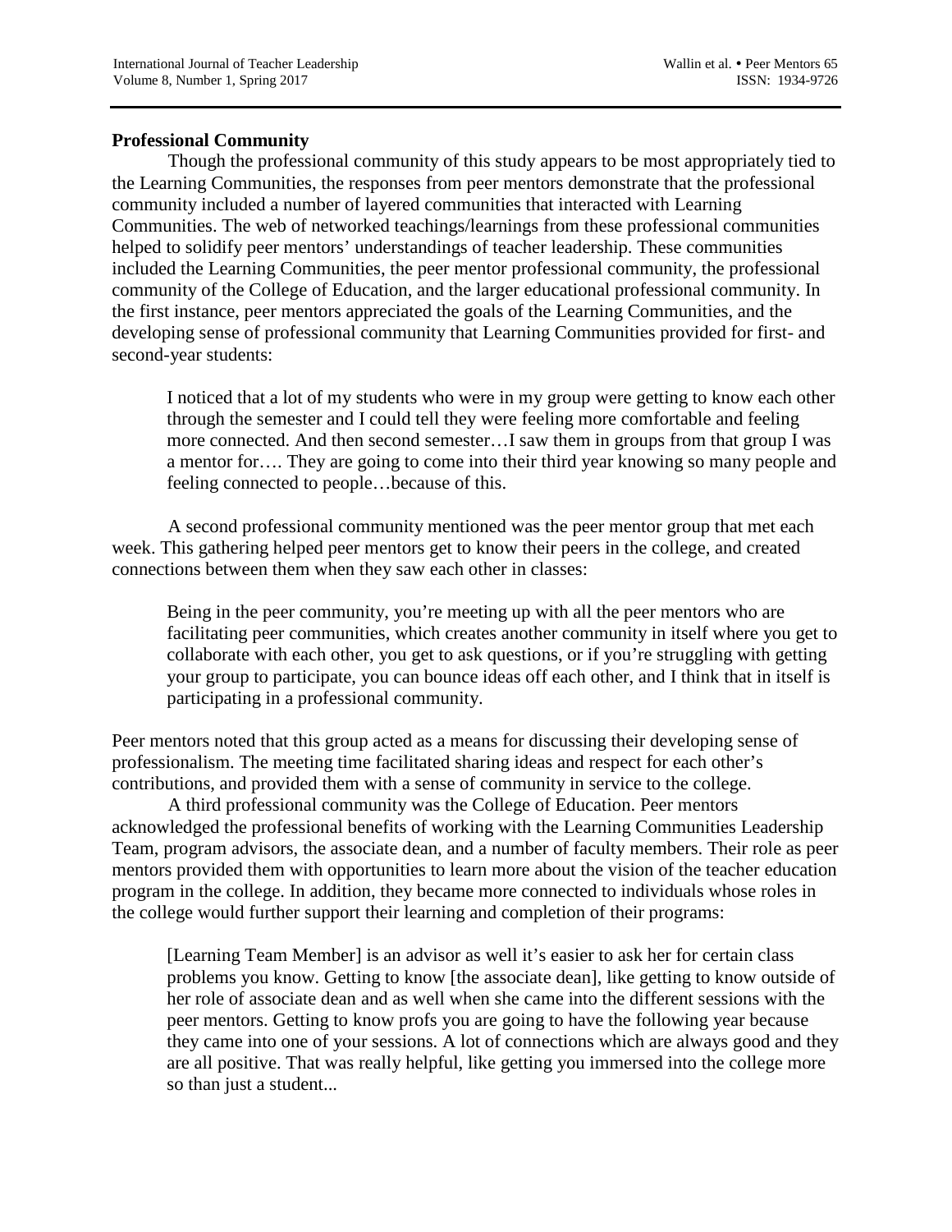**Professional Community**

Though the professional community of this study appears to be most appropriately tied to the Learning Communities, the responses from peer mentors demonstrate that the professional community included a number of layered communities that interacted with Learning Communities. The web of networked teachings/learnings from these professional communities helped to solidify peer mentors' understandings of teacher leadership. These communities included the Learning Communities, the peer mentor professional community, the professional community of the College of Education, and the larger educational professional community. In the first instance, peer mentors appreciated the goals of the Learning Communities, and the developing sense of professional community that Learning Communities provided for first- and second-year students:

> I noticed that a lot of my students who were in my group were getting to know each other through the semester and I could tell they were feeling more comfortable and feeling more connected. And then second semester…I saw them in groups from that group I was a mentor for…. They are going to come into their third year knowing so many people and feeling connected to people…because of this.

A second professional community mentioned was the peer mentor group that met each week. This gathering helped peer mentors get to know their peers in the college, and created connections between them when they saw each other in classes:

> Being in the peer community, you're meeting up with all the peer mentors who are facilitating peer communities, which creates another community in itself where you get to collaborate with each other, you get to ask questions, or if you're struggling with getting your group to participate, you can bounce ideas off each other, and I think that in itself is participating in a professional community.

Peer mentors noted that this group acted as a means for discussing their developing sense of professionalism. The meeting time facilitated sharing ideas and respect for each other's contributions, and provided them with a sense of community in service to the college.

A third professional community was the College of Education. Peer mentors acknowledged the professional benefits of working with the Learning Communities Leadership Team, program advisors, the associate dean, and a number of faculty members. Their role as peer mentors provided them with opportunities to learn more about the vision of the teacher education program in the college. In addition, they became more connected to individuals whose roles in the college would further support their learning and completion of their programs:

> [Learning Team Member] is an advisor as well it's easier to ask her for certain class problems you know. Getting to know [the associate dean], like getting to know outside of her role of associate dean and as well when she came into the different sessions with the peer mentors. Getting to know profs you are going to have the following year because they came into one of your sessions. A lot of connections which are always good and they are all positive. That was really helpful, like getting you immersed into the college more so than just a student...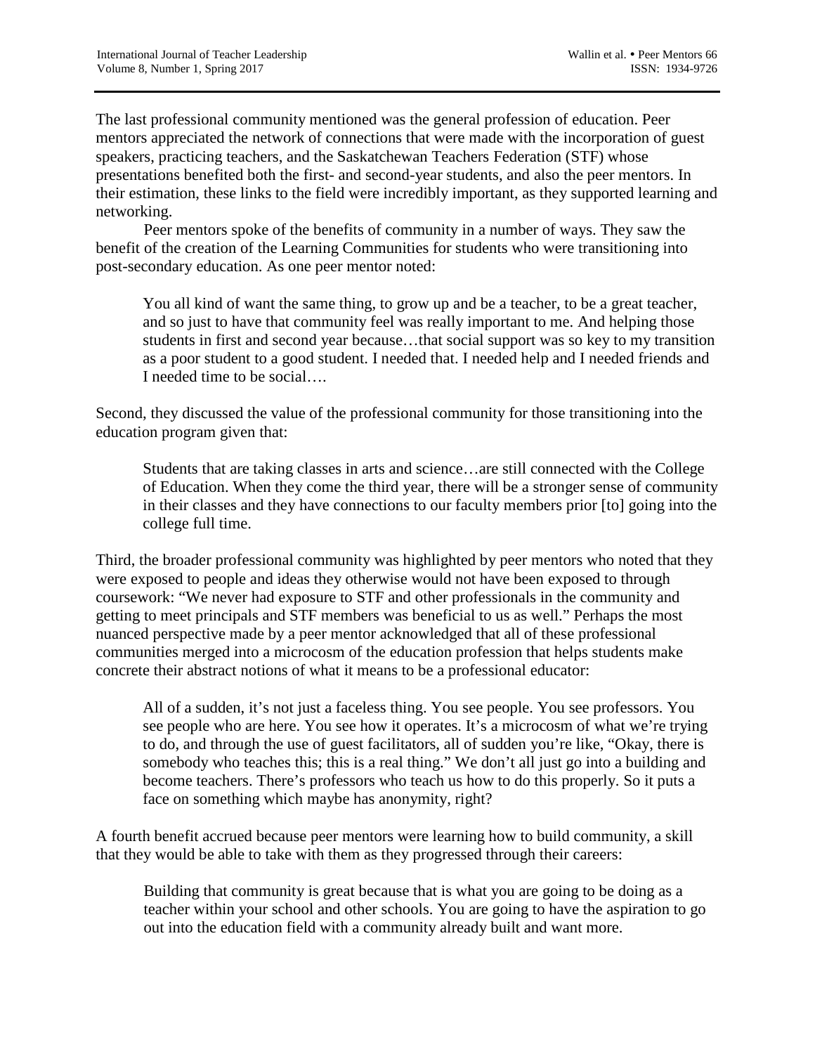The last professional community mentioned was the general profession of education. Peer mentors appreciated the network of connections that were made with the incorporation of guest speakers, practicing teachers, and the Saskatchewan Teachers Federation (STF) whose presentations benefited both the first- and second-year students, and also the peer mentors. In their estimation, these links to the field were incredibly important, as they supported learning and networking.

Peer mentors spoke of the benefits of community in a number of ways. They saw the benefit of the creation of the Learning Communities for students who were transitioning into post-secondary education. As one peer mentor noted:

> You all kind of want the same thing, to grow up and be a teacher, to be a great teacher, and so just to have that community feel was really important to me. And helping those students in first and second year because…that social support was so key to my transition as a poor student to a good student. I needed that. I needed help and I needed friends and I needed time to be social….

Second, they discussed the value of the professional community for those transitioning into the education program given that:

> Students that are taking classes in arts and science…are still connected with the College of Education. When they come the third year, there will be a stronger sense of community in their classes and they have connections to our faculty members prior [to] going into the college full time.

Third, the broader professional community was highlighted by peer mentors who noted that they were exposed to people and ideas they otherwise would not have been exposed to through coursework: "We never had exposure to STF and other professionals in the community and getting to meet principals and STF members was beneficial to us as well." Perhaps the most nuanced perspective made by a peer mentor acknowledged that all of these professional communities merged into a microcosm of the education profession that helps students make concrete their abstract notions of what it means to be a professional educator:

> All of a sudden, it's not just a faceless thing. You see people. You see professors. You see people who are here. You see how it operates. It's a microcosm of what we're trying to do, and through the use of guest facilitators, all of sudden you're like, "Okay, there is somebody who teaches this; this is a real thing." We don't all just go into a building and become teachers. There's professors who teach us how to do this properly. So it puts a face on something which maybe has anonymity, right?

A fourth benefit accrued because peer mentors were learning how to build community, a skill that they would be able to take with them as they progressed through their careers:

> Building that community is great because that is what you are going to be doing as a teacher within your school and other schools. You are going to have the aspiration to go out into the education field with a community already built and want more.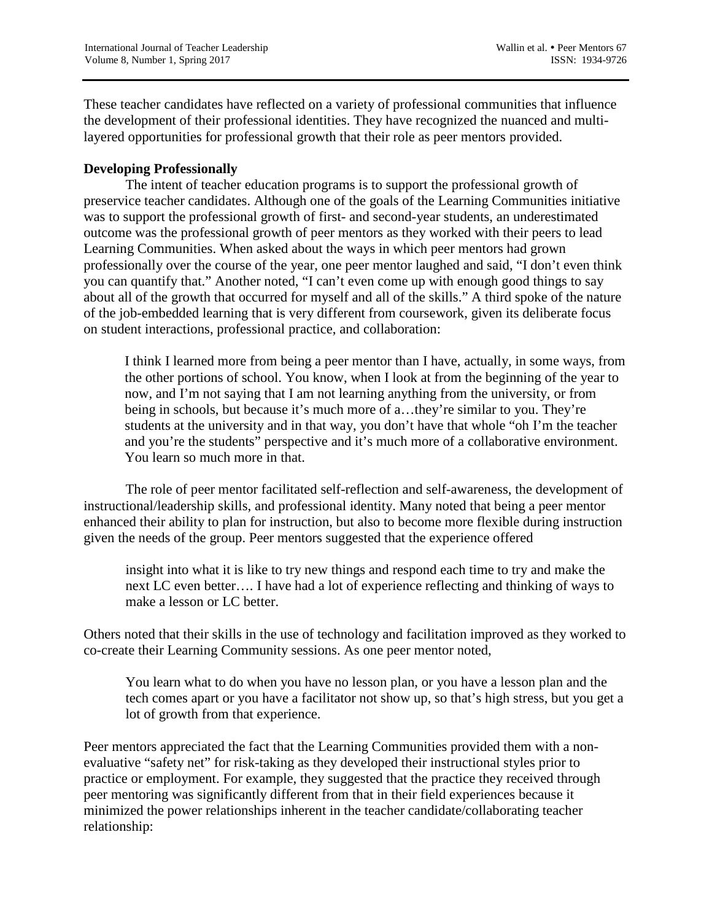These teacher candidates have reflected on a variety of professional communities that influence the development of their professional identities. They have recognized the nuanced and multi-layered opportunities for professional growth that their role as peer mentors provided.

**Developing Professionally**

The intent of teacher education programs is to support the professional growth of preservice teacher candidates. Although one of the goals of the Learning Communities initiative was to support the professional growth of first- and second-year students, an underestimated outcome was the professional growth of peer mentors as they worked with their peers to lead Learning Communities. When asked about the ways in which peer mentors had grown professionally over the course of the year, one peer mentor laughed and said, "I don't even think you can quantify that." Another noted, "I can't even come up with enough good things to say about all of the growth that occurred for myself and all of the skills." A third spoke of the nature of the job-embedded learning that is very different from coursework, given its deliberate focus on student interactions, professional practice, and collaboration:

> I think I learned more from being a peer mentor than I have, actually, in some ways, from the other portions of school. You know, when I look at from the beginning of the year to now, and I'm not saying that I am not learning anything from the university, or from being in schools, but because it's much more of a…they're similar to you. They're students at the university and in that way, you don't have that whole "oh I'm the teacher and you're the students" perspective and it's much more of a collaborative environment. You learn so much more in that.

The role of peer mentor facilitated self-reflection and self-awareness, the development of instructional/leadership skills, and professional identity. Many noted that being a peer mentor enhanced their ability to plan for instruction, but also to become more flexible during instruction given the needs of the group. Peer mentors suggested that the experience offered

> insight into what it is like to try new things and respond each time to try and make the next LC even better…. I have had a lot of experience reflecting and thinking of ways to make a lesson or LC better.

Others noted that their skills in the use of technology and facilitation improved as they worked to co-create their Learning Community sessions. As one peer mentor noted,

> You learn what to do when you have no lesson plan, or you have a lesson plan and the tech comes apart or you have a facilitator not show up, so that's high stress, but you get a lot of growth from that experience.

Peer mentors appreciated the fact that the Learning Communities provided them with a non-evaluative "safety net" for risk-taking as they developed their instructional styles prior to practice or employment. For example, they suggested that the practice they received through peer mentoring was significantly different from that in their field experiences because it minimized the power relationships inherent in the teacher candidate/collaborating teacher relationship: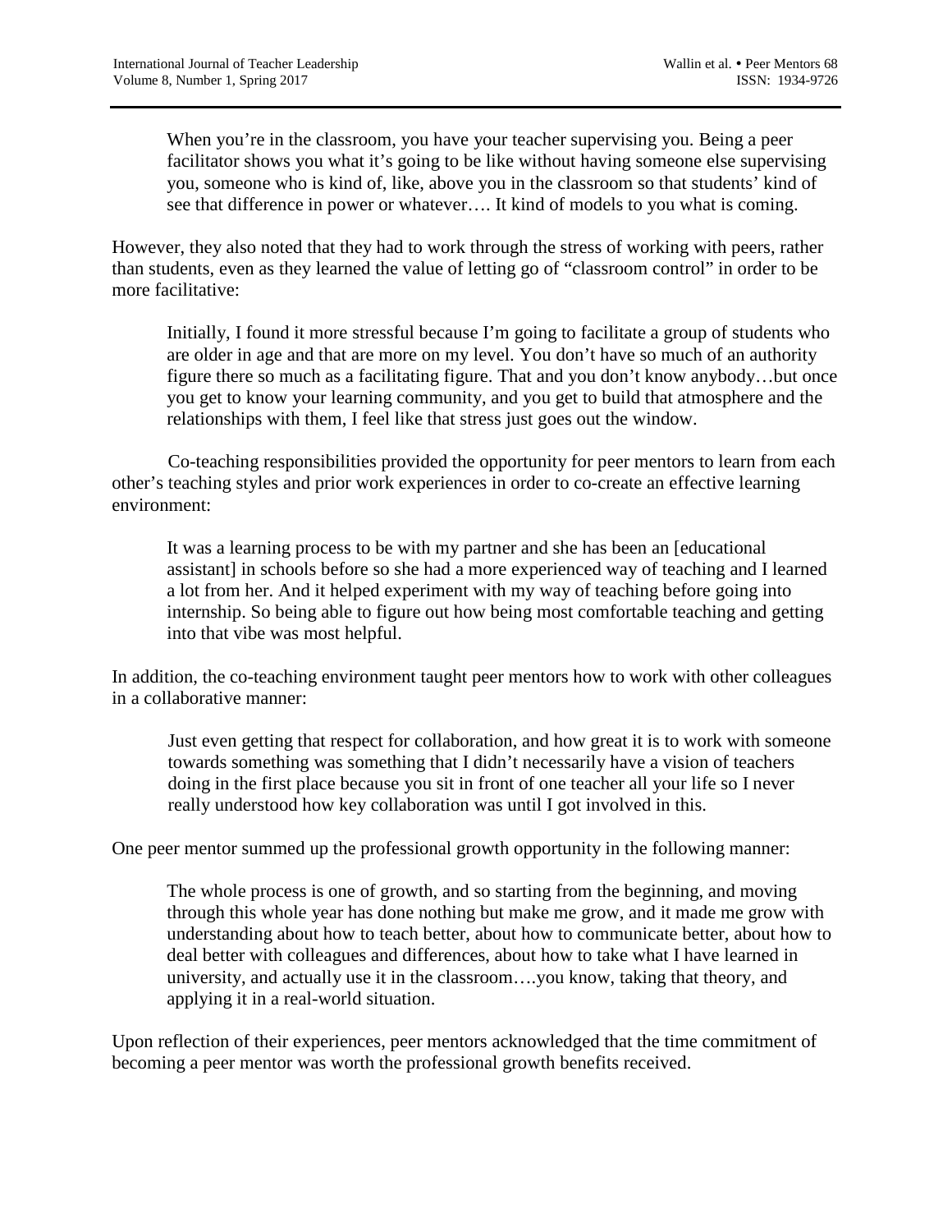> When you're in the classroom, you have your teacher supervising you. Being a peer facilitator shows you what it's going to be like without having someone else supervising you, someone who is kind of, like, above you in the classroom so that students' kind of see that difference in power or whatever…. It kind of models to you what is coming.

However, they also noted that they had to work through the stress of working with peers, rather than students, even as they learned the value of letting go of "classroom control" in order to be more facilitative:

> Initially, I found it more stressful because I'm going to facilitate a group of students who are older in age and that are more on my level. You don't have so much of an authority figure there so much as a facilitating figure. That and you don't know anybody…but once you get to know your learning community, and you get to build that atmosphere and the relationships with them, I feel like that stress just goes out the window.

Co-teaching responsibilities provided the opportunity for peer mentors to learn from each other's teaching styles and prior work experiences in order to co-create an effective learning environment:

> It was a learning process to be with my partner and she has been an [educational assistant] in schools before so she had a more experienced way of teaching and I learned a lot from her. And it helped experiment with my way of teaching before going into internship. So being able to figure out how being most comfortable teaching and getting into that vibe was most helpful.

In addition, the co-teaching environment taught peer mentors how to work with other colleagues in a collaborative manner:

> Just even getting that respect for collaboration, and how great it is to work with someone towards something was something that I didn't necessarily have a vision of teachers doing in the first place because you sit in front of one teacher all your life so I never really understood how key collaboration was until I got involved in this.

One peer mentor summed up the professional growth opportunity in the following manner:

> The whole process is one of growth, and so starting from the beginning, and moving through this whole year has done nothing but make me grow, and it made me grow with understanding about how to teach better, about how to communicate better, about how to deal better with colleagues and differences, about how to take what I have learned in university, and actually use it in the classroom….you know, taking that theory, and applying it in a real-world situation.

Upon reflection of their experiences, peer mentors acknowledged that the time commitment of becoming a peer mentor was worth the professional growth benefits received.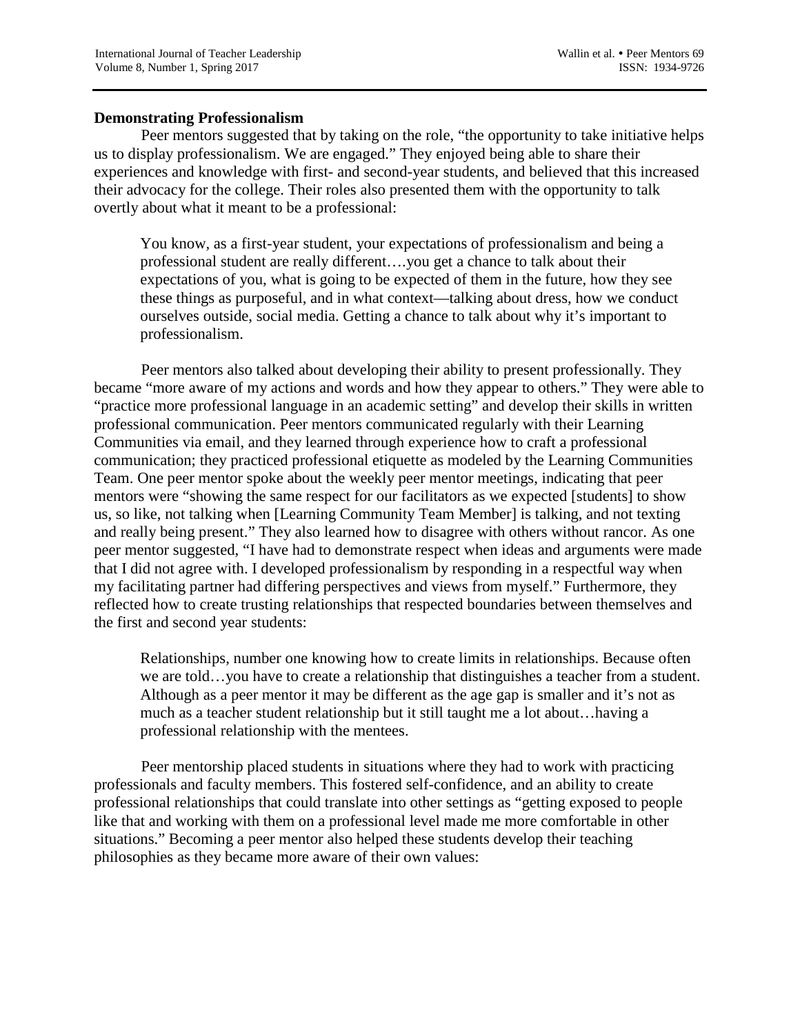**Demonstrating Professionalism**

Peer mentors suggested that by taking on the role, "the opportunity to take initiative helps us to display professionalism. We are engaged." They enjoyed being able to share their experiences and knowledge with first- and second-year students, and believed that this increased their advocacy for the college. Their roles also presented them with the opportunity to talk overtly about what it meant to be a professional:

> You know, as a first-year student, your expectations of professionalism and being a professional student are really different….you get a chance to talk about their expectations of you, what is going to be expected of them in the future, how they see these things as purposeful, and in what context—talking about dress, how we conduct ourselves outside, social media. Getting a chance to talk about why it's important to professionalism.

Peer mentors also talked about developing their ability to present professionally. They became "more aware of my actions and words and how they appear to others." They were able to "practice more professional language in an academic setting" and develop their skills in written professional communication. Peer mentors communicated regularly with their Learning Communities via email, and they learned through experience how to craft a professional communication; they practiced professional etiquette as modeled by the Learning Communities Team. One peer mentor spoke about the weekly peer mentor meetings, indicating that peer mentors were "showing the same respect for our facilitators as we expected [students] to show us, so like, not talking when [Learning Community Team Member] is talking, and not texting and really being present." They also learned how to disagree with others without rancor. As one peer mentor suggested, "I have had to demonstrate respect when ideas and arguments were made that I did not agree with. I developed professionalism by responding in a respectful way when my facilitating partner had differing perspectives and views from myself." Furthermore, they reflected how to create trusting relationships that respected boundaries between themselves and the first and second year students:

> Relationships, number one knowing how to create limits in relationships. Because often we are told…you have to create a relationship that distinguishes a teacher from a student. Although as a peer mentor it may be different as the age gap is smaller and it's not as much as a teacher student relationship but it still taught me a lot about…having a professional relationship with the mentees.

Peer mentorship placed students in situations where they had to work with practicing professionals and faculty members. This fostered self-confidence, and an ability to create professional relationships that could translate into other settings as "getting exposed to people like that and working with them on a professional level made me more comfortable in other situations." Becoming a peer mentor also helped these students develop their teaching philosophies as they became more aware of their own values: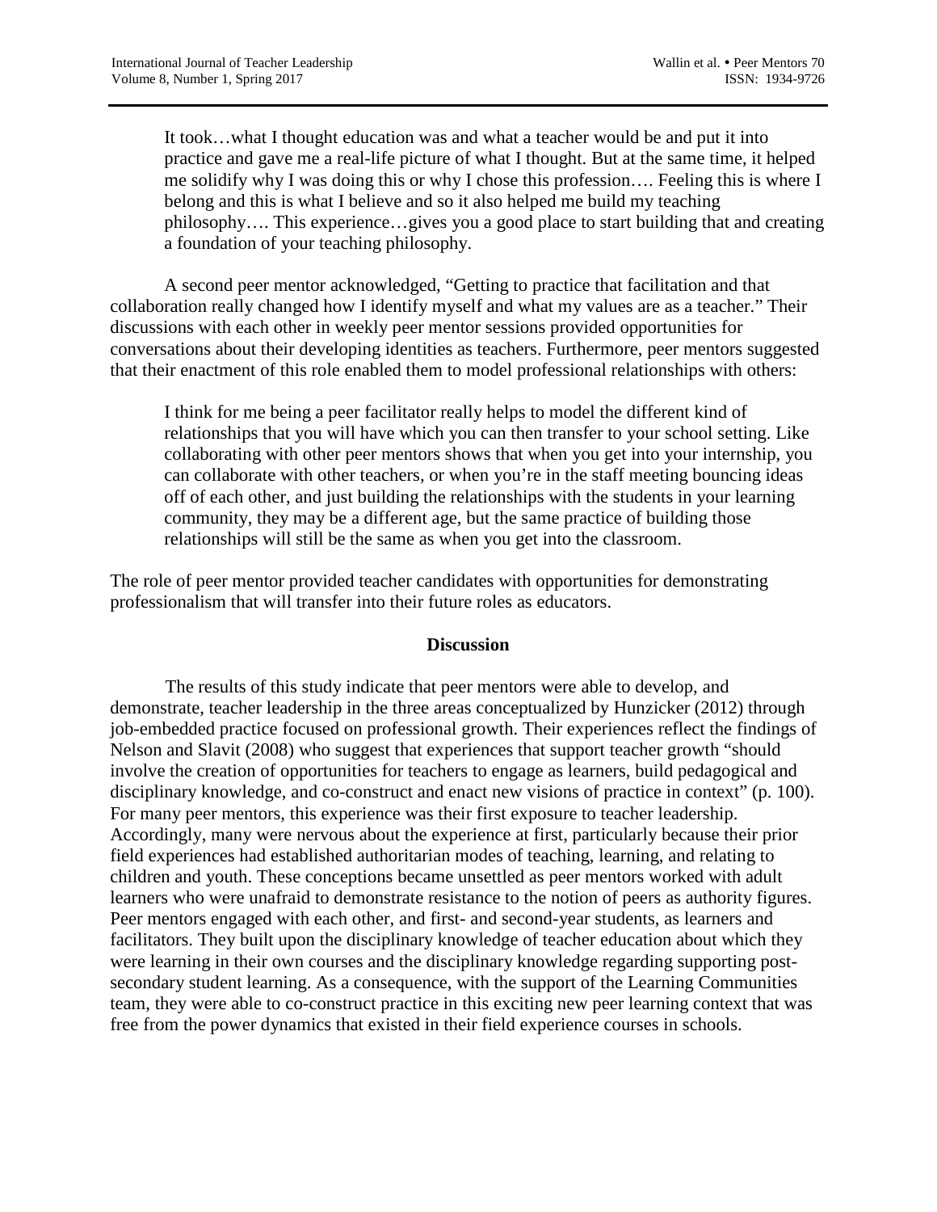> It took…what I thought education was and what a teacher would be and put it into practice and gave me a real-life picture of what I thought. But at the same time, it helped me solidify why I was doing this or why I chose this profession…. Feeling this is where I belong and this is what I believe and so it also helped me build my teaching philosophy…. This experience…gives you a good place to start building that and creating a foundation of your teaching philosophy.

A second peer mentor acknowledged, “Getting to practice that facilitation and that collaboration really changed how I identify myself and what my values are as a teacher.” Their discussions with each other in weekly peer mentor sessions provided opportunities for conversations about their developing identities as teachers. Furthermore, peer mentors suggested that their enactment of this role enabled them to model professional relationships with others:

> I think for me being a peer facilitator really helps to model the different kind of relationships that you will have which you can then transfer to your school setting. Like collaborating with other peer mentors shows that when you get into your internship, you can collaborate with other teachers, or when you’re in the staff meeting bouncing ideas off of each other, and just building the relationships with the students in your learning community, they may be a different age, but the same practice of building those relationships will still be the same as when you get into the classroom.

The role of peer mentor provided teacher candidates with opportunities for demonstrating professionalism that will transfer into their future roles as educators.

## Discussion

The results of this study indicate that peer mentors were able to develop, and demonstrate, teacher leadership in the three areas conceptualized by Hunzicker (2012) through job-embedded practice focused on professional growth. Their experiences reflect the findings of Nelson and Slavit (2008) who suggest that experiences that support teacher growth “should involve the creation of opportunities for teachers to engage as learners, build pedagogical and disciplinary knowledge, and co-construct and enact new visions of practice in context” (p. 100). For many peer mentors, this experience was their first exposure to teacher leadership. Accordingly, many were nervous about the experience at first, particularly because their prior field experiences had established authoritarian modes of teaching, learning, and relating to children and youth. These conceptions became unsettled as peer mentors worked with adult learners who were unafraid to demonstrate resistance to the notion of peers as authority figures. Peer mentors engaged with each other, and first- and second-year students, as learners and facilitators. They built upon the disciplinary knowledge of teacher education about which they were learning in their own courses and the disciplinary knowledge regarding supporting post-secondary student learning. As a consequence, with the support of the Learning Communities team, they were able to co-construct practice in this exciting new peer learning context that was free from the power dynamics that existed in their field experience courses in schools.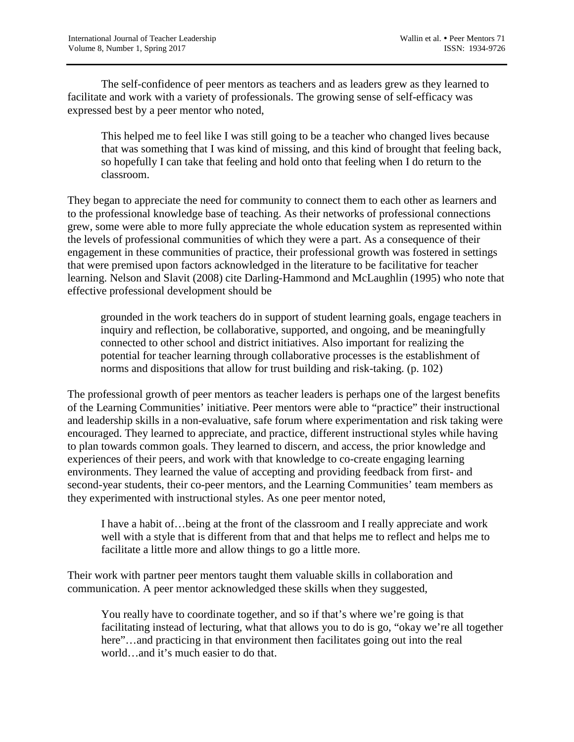The self-confidence of peer mentors as teachers and as leaders grew as they learned to facilitate and work with a variety of professionals. The growing sense of self-efficacy was expressed best by a peer mentor who noted,

> This helped me to feel like I was still going to be a teacher who changed lives because that was something that I was kind of missing, and this kind of brought that feeling back, so hopefully I can take that feeling and hold onto that feeling when I do return to the classroom.

They began to appreciate the need for community to connect them to each other as learners and to the professional knowledge base of teaching. As their networks of professional connections grew, some were able to more fully appreciate the whole education system as represented within the levels of professional communities of which they were a part. As a consequence of their engagement in these communities of practice, their professional growth was fostered in settings that were premised upon factors acknowledged in the literature to be facilitative for teacher learning. Nelson and Slavit (2008) cite Darling-Hammond and McLaughlin (1995) who note that effective professional development should be

> grounded in the work teachers do in support of student learning goals, engage teachers in inquiry and reflection, be collaborative, supported, and ongoing, and be meaningfully connected to other school and district initiatives. Also important for realizing the potential for teacher learning through collaborative processes is the establishment of norms and dispositions that allow for trust building and risk-taking. (p. 102)

The professional growth of peer mentors as teacher leaders is perhaps one of the largest benefits of the Learning Communities' initiative. Peer mentors were able to "practice" their instructional and leadership skills in a non-evaluative, safe forum where experimentation and risk taking were encouraged. They learned to appreciate, and practice, different instructional styles while having to plan towards common goals. They learned to discern, and access, the prior knowledge and experiences of their peers, and work with that knowledge to co-create engaging learning environments. They learned the value of accepting and providing feedback from first- and second-year students, their co-peer mentors, and the Learning Communities' team members as they experimented with instructional styles. As one peer mentor noted,

> I have a habit of…being at the front of the classroom and I really appreciate and work well with a style that is different from that and that helps me to reflect and helps me to facilitate a little more and allow things to go a little more.

Their work with partner peer mentors taught them valuable skills in collaboration and communication. A peer mentor acknowledged these skills when they suggested,

> You really have to coordinate together, and so if that's where we're going is that facilitating instead of lecturing, what that allows you to do is go, "okay we're all together here"…and practicing in that environment then facilitates going out into the real world…and it's much easier to do that.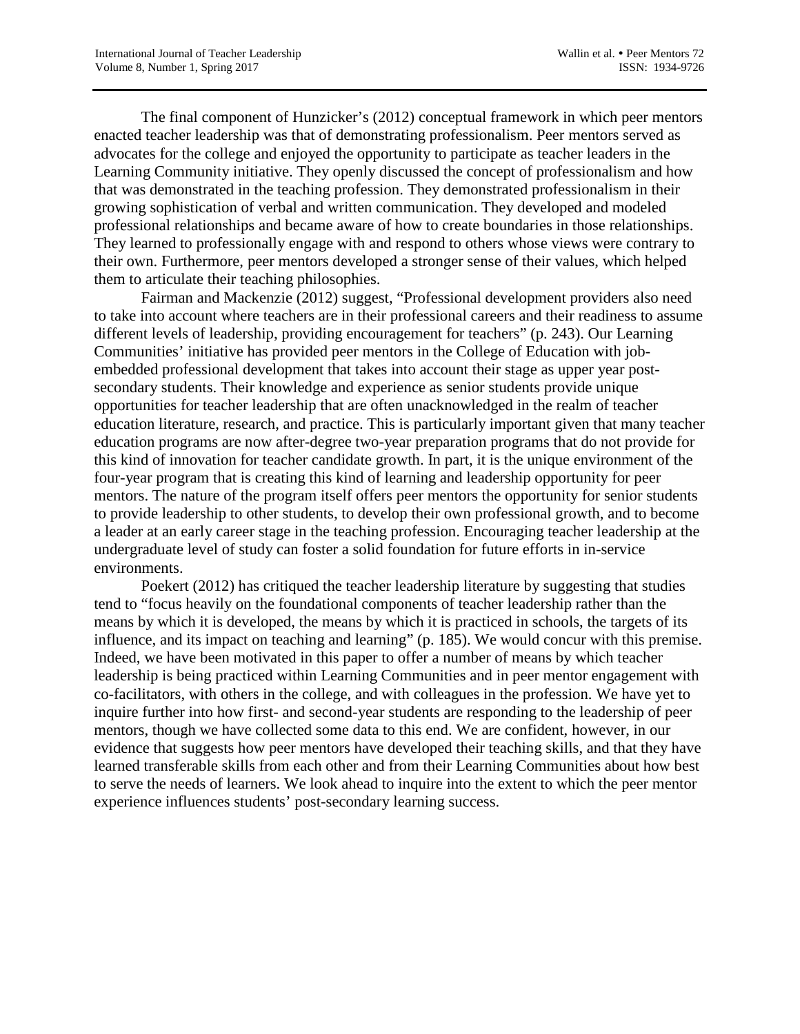The final component of Hunzicker's (2012) conceptual framework in which peer mentors enacted teacher leadership was that of demonstrating professionalism. Peer mentors served as advocates for the college and enjoyed the opportunity to participate as teacher leaders in the Learning Community initiative. They openly discussed the concept of professionalism and how that was demonstrated in the teaching profession. They demonstrated professionalism in their growing sophistication of verbal and written communication. They developed and modeled professional relationships and became aware of how to create boundaries in those relationships. They learned to professionally engage with and respond to others whose views were contrary to their own. Furthermore, peer mentors developed a stronger sense of their values, which helped them to articulate their teaching philosophies.

Fairman and Mackenzie (2012) suggest, "Professional development providers also need to take into account where teachers are in their professional careers and their readiness to assume different levels of leadership, providing encouragement for teachers" (p. 243). Our Learning Communities' initiative has provided peer mentors in the College of Education with job-embedded professional development that takes into account their stage as upper year post-secondary students. Their knowledge and experience as senior students provide unique opportunities for teacher leadership that are often unacknowledged in the realm of teacher education literature, research, and practice. This is particularly important given that many teacher education programs are now after-degree two-year preparation programs that do not provide for this kind of innovation for teacher candidate growth. In part, it is the unique environment of the four-year program that is creating this kind of learning and leadership opportunity for peer mentors. The nature of the program itself offers peer mentors the opportunity for senior students to provide leadership to other students, to develop their own professional growth, and to become a leader at an early career stage in the teaching profession. Encouraging teacher leadership at the undergraduate level of study can foster a solid foundation for future efforts in in-service environments.

Poekert (2012) has critiqued the teacher leadership literature by suggesting that studies tend to "focus heavily on the foundational components of teacher leadership rather than the means by which it is developed, the means by which it is practiced in schools, the targets of its influence, and its impact on teaching and learning" (p. 185). We would concur with this premise. Indeed, we have been motivated in this paper to offer a number of means by which teacher leadership is being practiced within Learning Communities and in peer mentor engagement with co-facilitators, with others in the college, and with colleagues in the profession. We have yet to inquire further into how first- and second-year students are responding to the leadership of peer mentors, though we have collected some data to this end. We are confident, however, in our evidence that suggests how peer mentors have developed their teaching skills, and that they have learned transferable skills from each other and from their Learning Communities about how best to serve the needs of learners. We look ahead to inquire into the extent to which the peer mentor experience influences students' post-secondary learning success.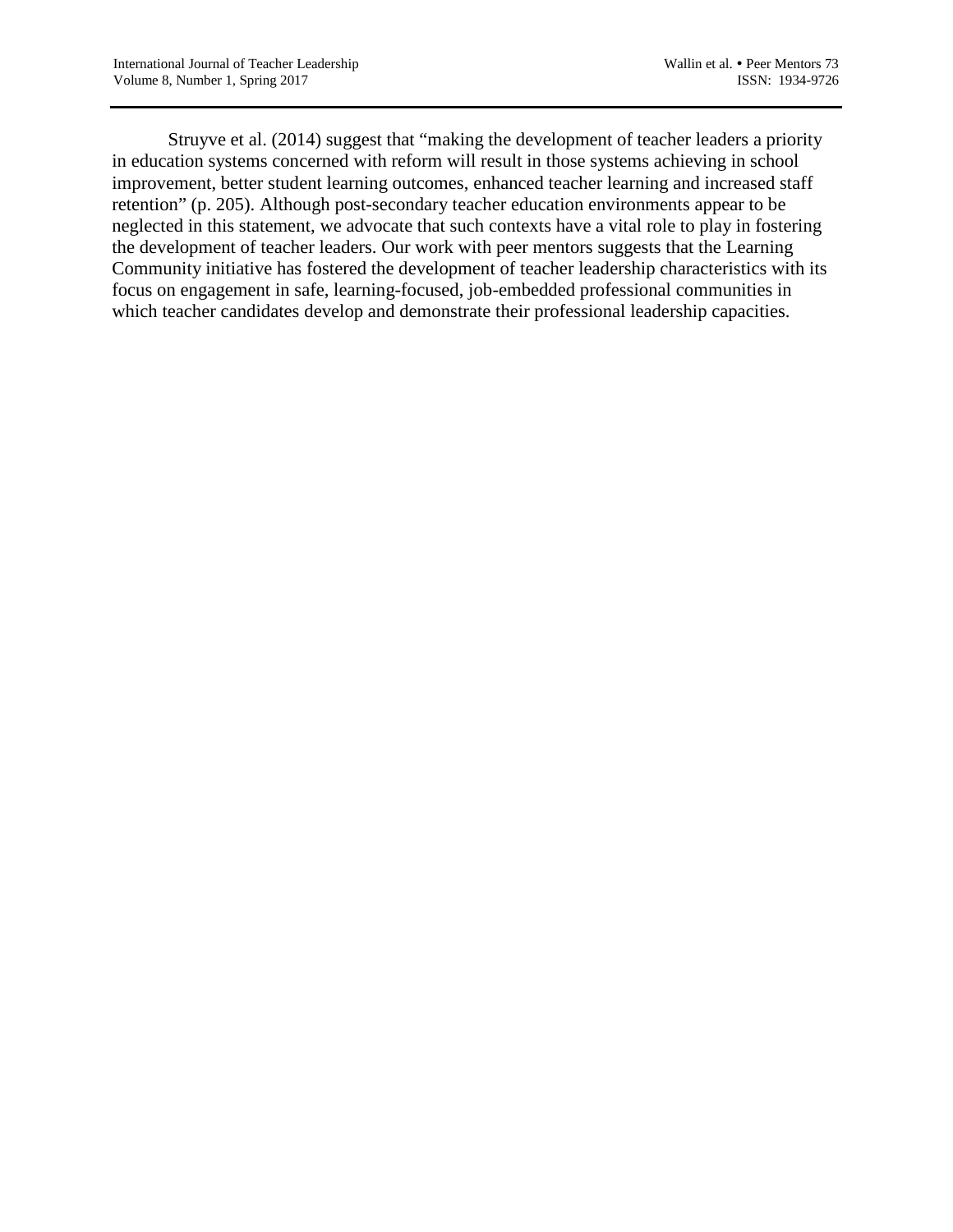Struyve et al. (2014) suggest that "making the development of teacher leaders a priority in education systems concerned with reform will result in those systems achieving in school improvement, better student learning outcomes, enhanced teacher learning and increased staff retention" (p. 205). Although post-secondary teacher education environments appear to be neglected in this statement, we advocate that such contexts have a vital role to play in fostering the development of teacher leaders. Our work with peer mentors suggests that the Learning Community initiative has fostered the development of teacher leadership characteristics with its focus on engagement in safe, learning-focused, job-embedded professional communities in which teacher candidates develop and demonstrate their professional leadership capacities.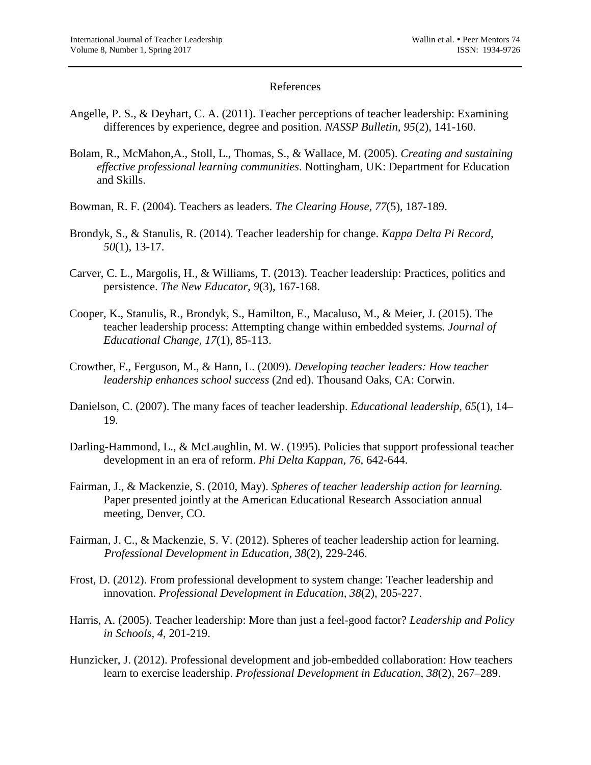References

Angelle, P. S., & Deyhart, C. A. (2011). Teacher perceptions of teacher leadership: Examining differences by experience, degree and position. *NASSP Bulletin, 95*(2), 141-160.

Bolam, R., McMahon,A., Stoll, L., Thomas, S., & Wallace, M. (2005). *Creating and sustaining effective professional learning communities*. Nottingham, UK: Department for Education and Skills.

Bowman, R. F. (2004). Teachers as leaders. *The Clearing House, 77*(5), 187-189.

Brondyk, S., & Stanulis, R. (2014). Teacher leadership for change. *Kappa Delta Pi Record, 50*(1), 13-17.

Carver, C. L., Margolis, H., & Williams, T. (2013). Teacher leadership: Practices, politics and persistence. *The New Educator, 9*(3), 167-168.

Cooper, K., Stanulis, R., Brondyk, S., Hamilton, E., Macaluso, M., & Meier, J. (2015). The teacher leadership process: Attempting change within embedded systems. *Journal of Educational Change, 17*(1), 85-113.

Crowther, F., Ferguson, M., & Hann, L. (2009). *Developing teacher leaders: How teacher leadership enhances school success* (2nd ed). Thousand Oaks, CA: Corwin.

Danielson, C. (2007). The many faces of teacher leadership. *Educational leadership, 65*(1), 14–19.

Darling-Hammond, L., & McLaughlin, M. W. (1995). Policies that support professional teacher development in an era of reform. *Phi Delta Kappan, 76*, 642-644.

Fairman, J., & Mackenzie, S. (2010, May). *Spheres of teacher leadership action for learning.* Paper presented jointly at the American Educational Research Association annual meeting, Denver, CO.

Fairman, J. C., & Mackenzie, S. V. (2012). Spheres of teacher leadership action for learning. *Professional Development in Education, 38*(2), 229-246.

Frost, D. (2012). From professional development to system change: Teacher leadership and innovation. *Professional Development in Education, 38*(2), 205-227.

Harris, A. (2005). Teacher leadership: More than just a feel-good factor? *Leadership and Policy in Schools, 4*, 201-219.

Hunzicker, J. (2012). Professional development and job-embedded collaboration: How teachers learn to exercise leadership. *Professional Development in Education, 38*(2), 267–289.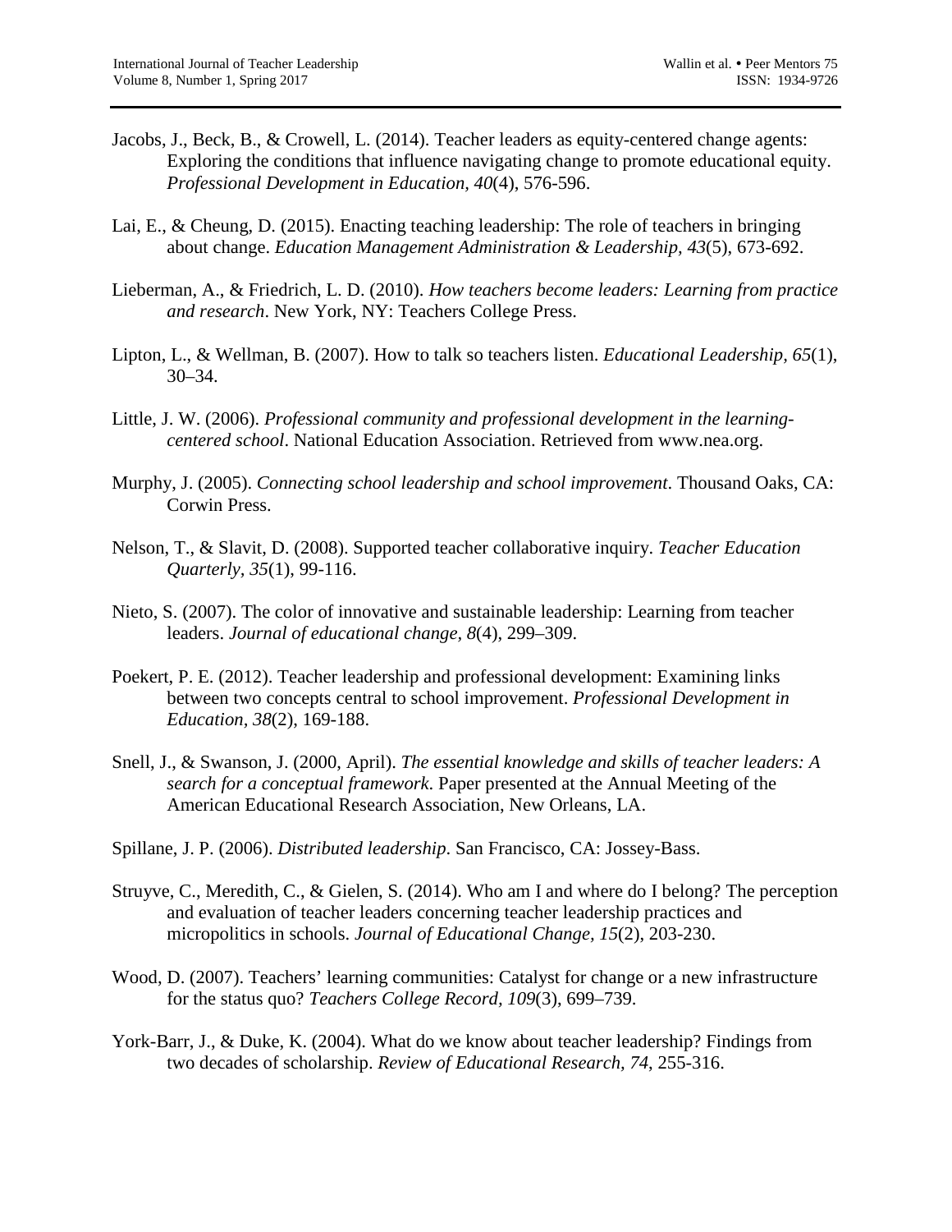Jacobs, J., Beck, B., & Crowell, L. (2014). Teacher leaders as equity-centered change agents: Exploring the conditions that influence navigating change to promote educational equity. *Professional Development in Education, 40*(4), 576-596.

Lai, E., & Cheung, D. (2015). Enacting teaching leadership: The role of teachers in bringing about change. *Education Management Administration & Leadership, 43*(5), 673-692.

Lieberman, A., & Friedrich, L. D. (2010). *How teachers become leaders: Learning from practice and research*. New York, NY: Teachers College Press.

Lipton, L., & Wellman, B. (2007). How to talk so teachers listen. *Educational Leadership, 65*(1), 30–34.

Little, J. W. (2006). *Professional community and professional development in the learning-centered school*. National Education Association. Retrieved from www.nea.org.

Murphy, J. (2005). *Connecting school leadership and school improvement.* Thousand Oaks, CA: Corwin Press.

Nelson, T., & Slavit, D. (2008). Supported teacher collaborative inquiry. *Teacher Education Quarterly, 35*(1), 99-116.

Nieto, S. (2007). The color of innovative and sustainable leadership: Learning from teacher leaders. *Journal of educational change, 8*(4), 299–309.

Poekert, P. E. (2012). Teacher leadership and professional development: Examining links between two concepts central to school improvement. *Professional Development in Education, 38*(2), 169-188.

Snell, J., & Swanson, J. (2000, April). *The essential knowledge and skills of teacher leaders: A search for a conceptual framework*. Paper presented at the Annual Meeting of the American Educational Research Association, New Orleans, LA.

Spillane, J. P. (2006). *Distributed leadership.* San Francisco, CA: Jossey-Bass.

Struyve, C., Meredith, C., & Gielen, S. (2014). Who am I and where do I belong? The perception and evaluation of teacher leaders concerning teacher leadership practices and micropolitics in schools. *Journal of Educational Change, 15*(2), 203-230.

Wood, D. (2007). Teachers' learning communities: Catalyst for change or a new infrastructure for the status quo? *Teachers College Record, 109*(3), 699–739.

York-Barr, J., & Duke, K. (2004). What do we know about teacher leadership? Findings from two decades of scholarship. *Review of Educational Research, 74,* 255-316.